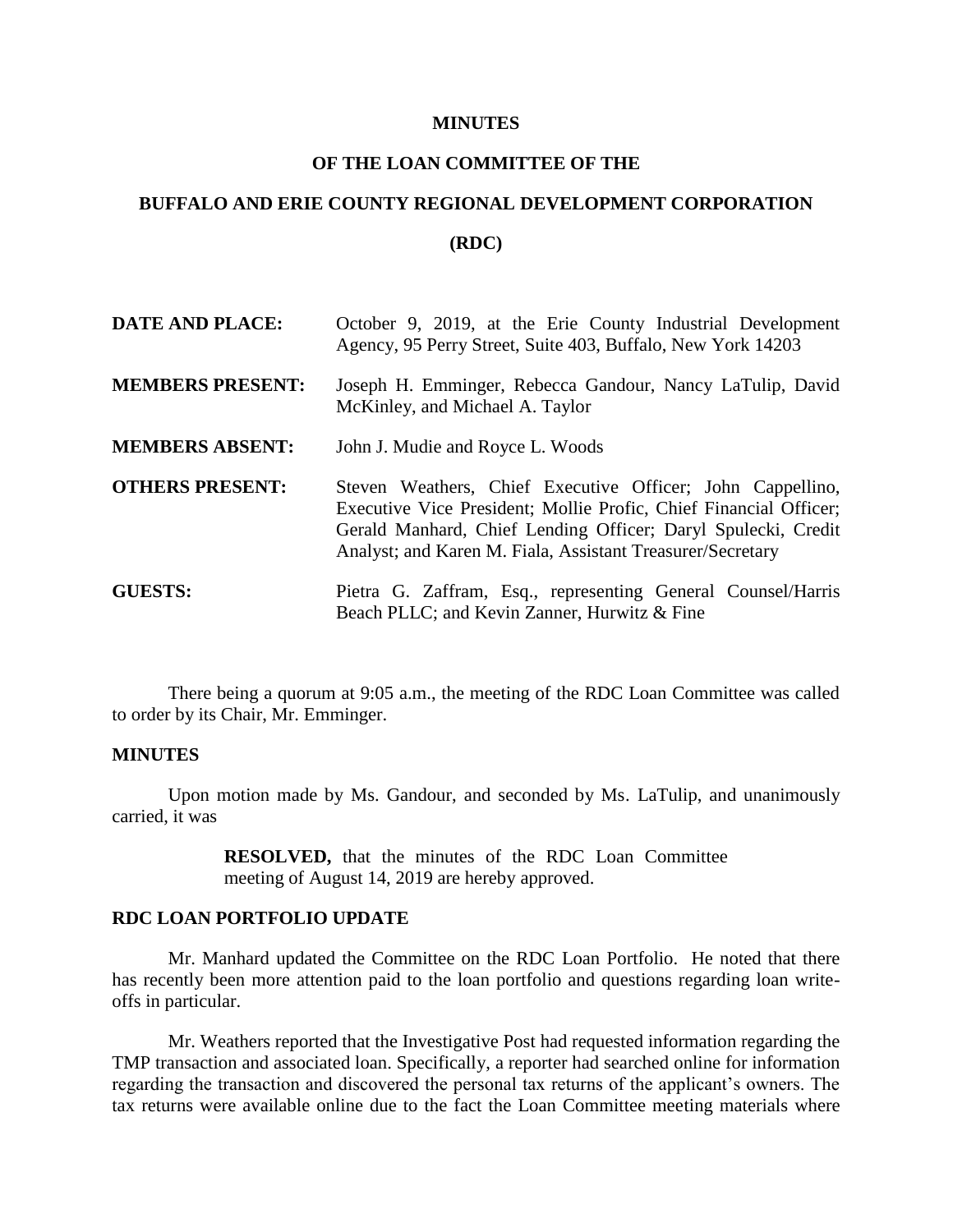**MINUTES**

**OF THE LOAN COMMITTEE OF THE**

**BUFFALO AND ERIE COUNTY REGIONAL DEVELOPMENT CORPORATION**

**(RDC)**

| | |
|---|---|
| **DATE AND PLACE:** | October 9, 2019, at the Erie County Industrial Development Agency, 95 Perry Street, Suite 403, Buffalo, New York 14203 |
| **MEMBERS PRESENT:** | Joseph H. Emminger, Rebecca Gandour, Nancy LaTulip, David McKinley, and Michael A. Taylor |
| **MEMBERS ABSENT:** | John J. Mudie and Royce L. Woods |
| **OTHERS PRESENT:** | Steven Weathers, Chief Executive Officer; John Cappellino, Executive Vice President; Mollie Profic, Chief Financial Officer; Gerald Manhard, Chief Lending Officer; Daryl Spulecki, Credit Analyst; and Karen M. Fiala, Assistant Treasurer/Secretary |
| **GUESTS:** | Pietra G. Zaffram, Esq., representing General Counsel/Harris Beach PLLC; and Kevin Zanner, Hurwitz & Fine |

There being a quorum at 9:05 a.m., the meeting of the RDC Loan Committee was called to order by its Chair, Mr. Emminger.

**MINUTES**

Upon motion made by Ms. Gandour, and seconded by Ms. LaTulip, and unanimously carried, it was

> **RESOLVED,** that the minutes of the RDC Loan Committee meeting of August 14, 2019 are hereby approved.

**RDC LOAN PORTFOLIO UPDATE**

Mr. Manhard updated the Committee on the RDC Loan Portfolio. He noted that there has recently been more attention paid to the loan portfolio and questions regarding loan write-offs in particular.

Mr. Weathers reported that the Investigative Post had requested information regarding the TMP transaction and associated loan. Specifically, a reporter had searched online for information regarding the transaction and discovered the personal tax returns of the applicant's owners. The tax returns were available online due to the fact the Loan Committee meeting materials where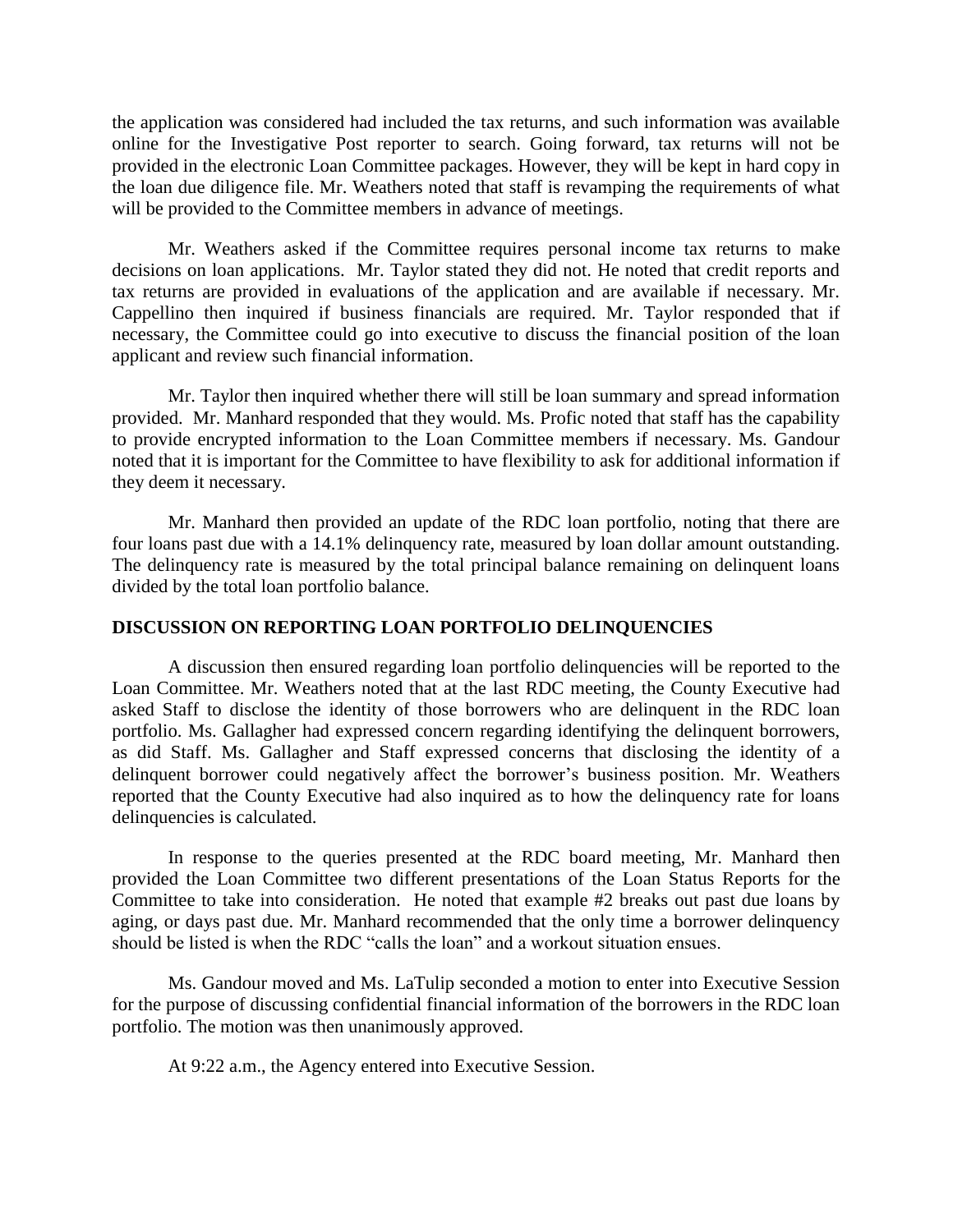the application was considered had included the tax returns, and such information was available online for the Investigative Post reporter to search. Going forward, tax returns will not be provided in the electronic Loan Committee packages. However, they will be kept in hard copy in the loan due diligence file. Mr. Weathers noted that staff is revamping the requirements of what will be provided to the Committee members in advance of meetings.

Mr. Weathers asked if the Committee requires personal income tax returns to make decisions on loan applications. Mr. Taylor stated they did not. He noted that credit reports and tax returns are provided in evaluations of the application and are available if necessary. Mr. Cappellino then inquired if business financials are required. Mr. Taylor responded that if necessary, the Committee could go into executive to discuss the financial position of the loan applicant and review such financial information.

Mr. Taylor then inquired whether there will still be loan summary and spread information provided. Mr. Manhard responded that they would. Ms. Profic noted that staff has the capability to provide encrypted information to the Loan Committee members if necessary. Ms. Gandour noted that it is important for the Committee to have flexibility to ask for additional information if they deem it necessary.

Mr. Manhard then provided an update of the RDC loan portfolio, noting that there are four loans past due with a 14.1% delinquency rate, measured by loan dollar amount outstanding. The delinquency rate is measured by the total principal balance remaining on delinquent loans divided by the total loan portfolio balance.

## DISCUSSION ON REPORTING LOAN PORTFOLIO DELINQUENCIES

A discussion then ensured regarding loan portfolio delinquencies will be reported to the Loan Committee. Mr. Weathers noted that at the last RDC meeting, the County Executive had asked Staff to disclose the identity of those borrowers who are delinquent in the RDC loan portfolio. Ms. Gallagher had expressed concern regarding identifying the delinquent borrowers, as did Staff. Ms. Gallagher and Staff expressed concerns that disclosing the identity of a delinquent borrower could negatively affect the borrower's business position. Mr. Weathers reported that the County Executive had also inquired as to how the delinquency rate for loans delinquencies is calculated.

In response to the queries presented at the RDC board meeting, Mr. Manhard then provided the Loan Committee two different presentations of the Loan Status Reports for the Committee to take into consideration. He noted that example #2 breaks out past due loans by aging, or days past due. Mr. Manhard recommended that the only time a borrower delinquency should be listed is when the RDC "calls the loan" and a workout situation ensues.

Ms. Gandour moved and Ms. LaTulip seconded a motion to enter into Executive Session for the purpose of discussing confidential financial information of the borrowers in the RDC loan portfolio. The motion was then unanimously approved.

At 9:22 a.m., the Agency entered into Executive Session.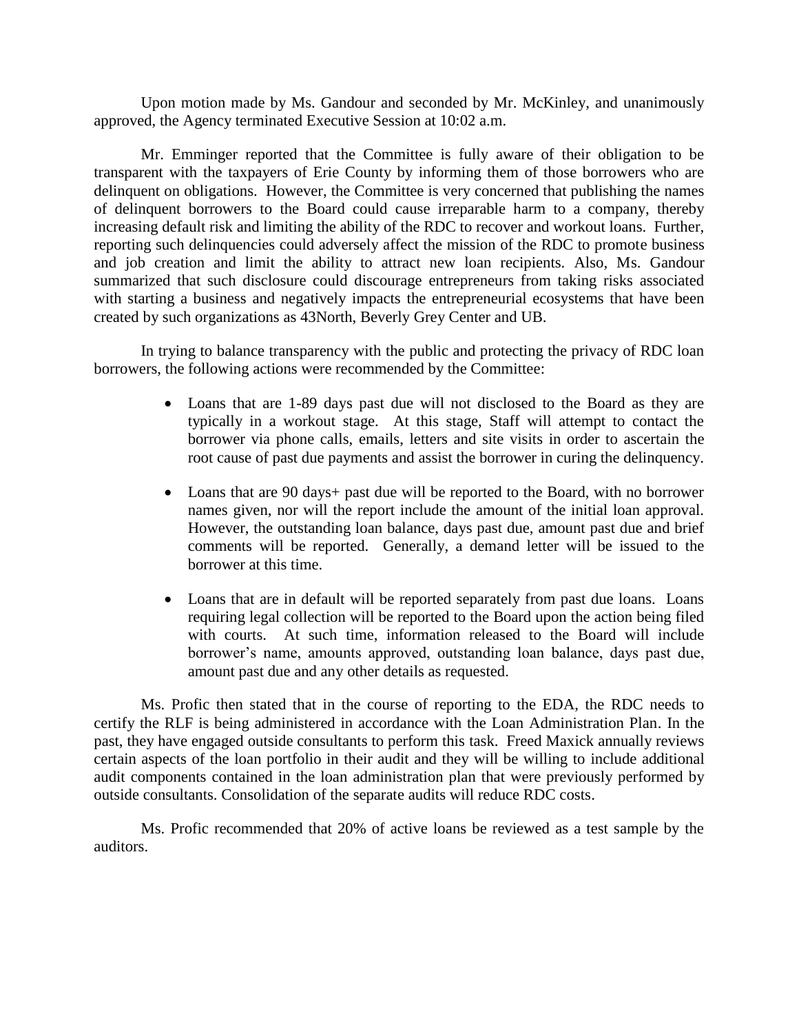Upon motion made by Ms. Gandour and seconded by Mr. McKinley, and unanimously approved, the Agency terminated Executive Session at 10:02 a.m.

Mr. Emminger reported that the Committee is fully aware of their obligation to be transparent with the taxpayers of Erie County by informing them of those borrowers who are delinquent on obligations. However, the Committee is very concerned that publishing the names of delinquent borrowers to the Board could cause irreparable harm to a company, thereby increasing default risk and limiting the ability of the RDC to recover and workout loans. Further, reporting such delinquencies could adversely affect the mission of the RDC to promote business and job creation and limit the ability to attract new loan recipients. Also, Ms. Gandour summarized that such disclosure could discourage entrepreneurs from taking risks associated with starting a business and negatively impacts the entrepreneurial ecosystems that have been created by such organizations as 43North, Beverly Grey Center and UB.

In trying to balance transparency with the public and protecting the privacy of RDC loan borrowers, the following actions were recommended by the Committee:

- Loans that are 1-89 days past due will not disclosed to the Board as they are typically in a workout stage. At this stage, Staff will attempt to contact the borrower via phone calls, emails, letters and site visits in order to ascertain the root cause of past due payments and assist the borrower in curing the delinquency.
- Loans that are 90 days+ past due will be reported to the Board, with no borrower names given, nor will the report include the amount of the initial loan approval. However, the outstanding loan balance, days past due, amount past due and brief comments will be reported. Generally, a demand letter will be issued to the borrower at this time.
- Loans that are in default will be reported separately from past due loans. Loans requiring legal collection will be reported to the Board upon the action being filed with courts. At such time, information released to the Board will include borrower's name, amounts approved, outstanding loan balance, days past due, amount past due and any other details as requested.

Ms. Profic then stated that in the course of reporting to the EDA, the RDC needs to certify the RLF is being administered in accordance with the Loan Administration Plan. In the past, they have engaged outside consultants to perform this task. Freed Maxick annually reviews certain aspects of the loan portfolio in their audit and they will be willing to include additional audit components contained in the loan administration plan that were previously performed by outside consultants. Consolidation of the separate audits will reduce RDC costs.

Ms. Profic recommended that 20% of active loans be reviewed as a test sample by the auditors.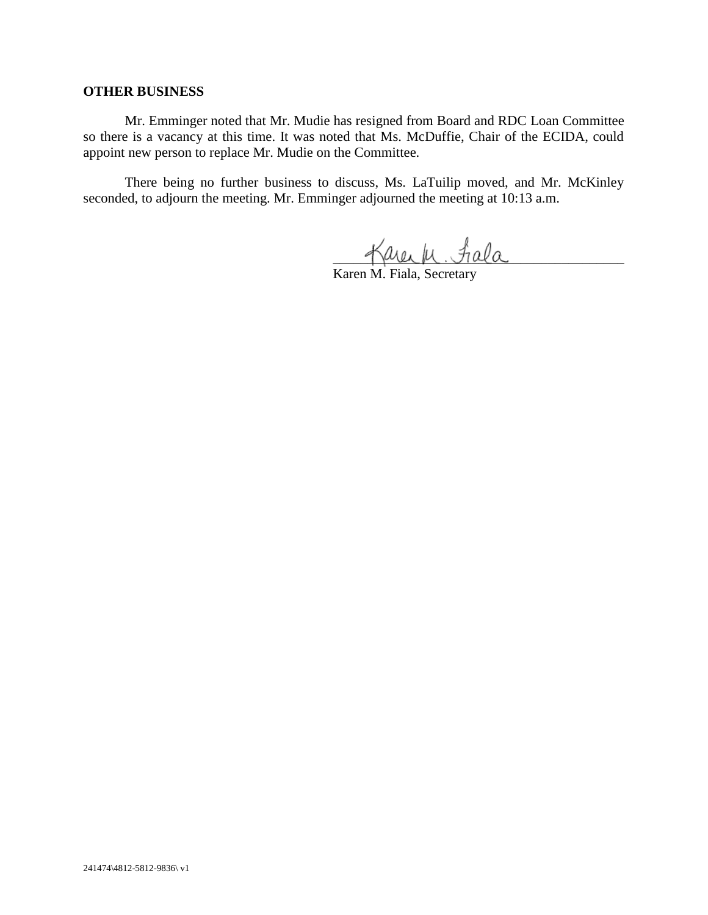**OTHER BUSINESS**

Mr. Emminger noted that Mr. Mudie has resigned from Board and RDC Loan Committee so there is a vacancy at this time. It was noted that Ms. McDuffie, Chair of the ECIDA, could appoint new person to replace Mr. Mudie on the Committee.

There being no further business to discuss, Ms. LaTuilip moved, and Mr. McKinley seconded, to adjourn the meeting. Mr. Emminger adjourned the meeting at 10:13 a.m.

Karen M. Fiala

Karen M. Fiala, Secretary

241474\4812-5812-9836\ v1